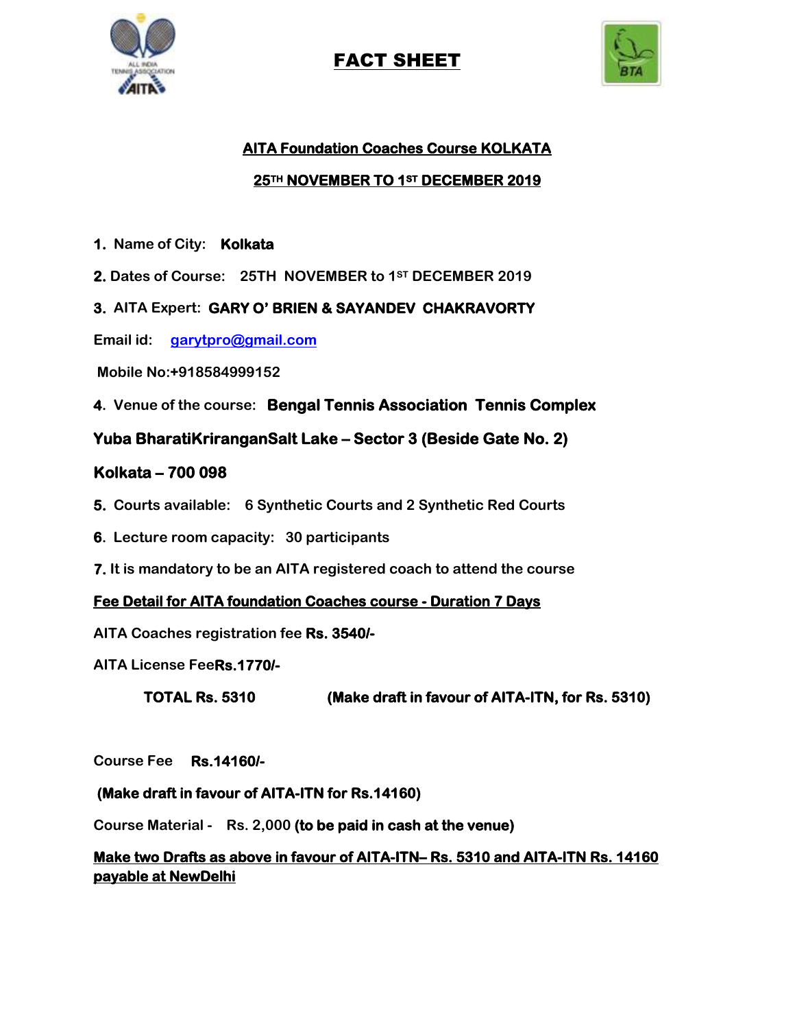# FACT SHEET

## AITA Foundation Coaches Course KOLKATA

## 25TH NOVEMBER TO 1ST DECEMBER 2019

1. Name of City: **Kolkata**
2. Dates of Course: 25TH NOVEMBER to 1ST DECEMBER 2019
3. AITA Expert: **GARY O' BRIEN & SAYANDEV CHAKRAVORTY**

Email id: garytpro@gmail.com

Mobile No:+918584999152

4. Venue of the course: **Bengal Tennis Association Tennis Complex**

**Yuba BharatiKrirangan Salt Lake – Sector 3 (Beside Gate No. 2)**

**Kolkata – 700 098**

5. Courts available: 6 Synthetic Courts and 2 Synthetic Red Courts
6. Lecture room capacity: 30 participants
7. It is mandatory to be an AITA registered coach to attend the course

**Fee Detail for AITA foundation Coaches course - Duration 7 Days**

AITA Coaches registration fee **Rs. 3540/-**

AITA License Fee **Rs.1770/-**

**TOTAL Rs. 5310** **(Make draft in favour of AITA-ITN, for Rs. 5310)**

Course Fee **Rs.14160/-**

**(Make draft in favour of AITA-ITN for Rs.14160)**

Course Material - Rs. 2,000 **(to be paid in cash at the venue)**

**Make two Drafts as above in favour of AITA-ITN– Rs. 5310 and AITA-ITN Rs. 14160 payable at NewDelhi**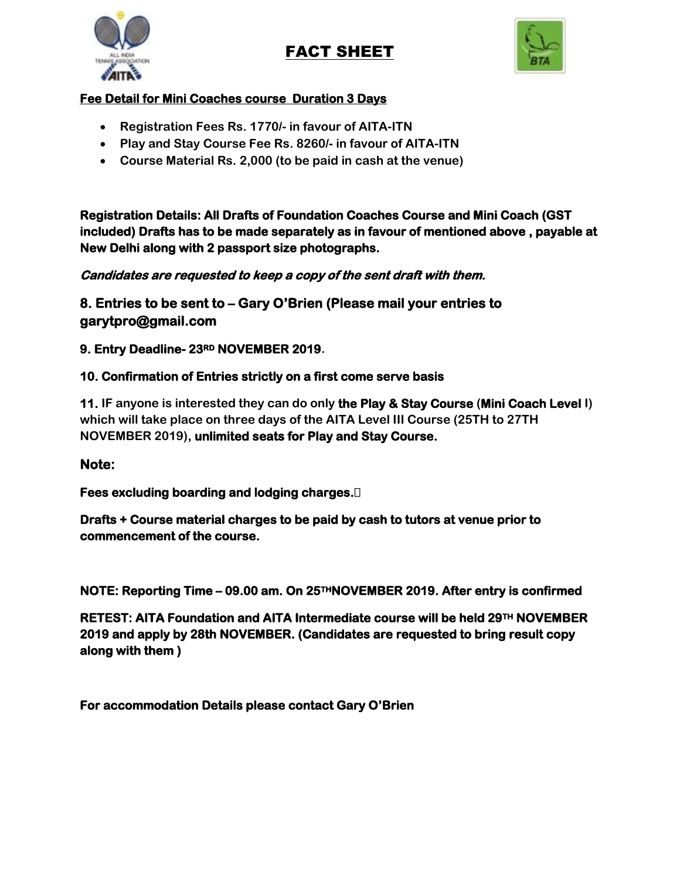# FACT SHEET

**Fee Detail for Mini Coaches course Duration 3 Days**

- **Registration Fees Rs. 1770/- in favour of AITA-ITN**
- **Play and Stay Course Fee Rs. 8260/- in favour of AITA-ITN**
- **Course Material Rs. 2,000 (to be paid in cash at the venue)**

**Registration Details: All Drafts of Foundation Coaches Course and Mini Coach (GST included) Drafts has to be made separately as in favour of mentioned above , payable at New Delhi along with 2 passport size photographs.**

***Candidates are requested to keep a copy of the sent draft with them.***

**8. Entries to be sent to – Gary O'Brien (Please mail your entries to garytpro@gmail.com**

**9. Entry Deadline- 23RD NOVEMBER 2019.**

**10. Confirmation of Entries strictly on a first come serve basis**

**11.** IF anyone is interested they can do only **the Play & Stay Course (Mini Coach Level I)** which will take place on three days of the AITA Level III Course (25TH to 27TH NOVEMBER 2019), **unlimited seats for Play and Stay Course.**

**Note:**

**Fees excluding boarding and lodging charges.**

**Drafts + Course material charges to be paid by cash to tutors at venue prior to commencement of the course.**

**NOTE: Reporting Time – 09.00 am. On 25TH NOVEMBER 2019. After entry is confirmed**

**RETEST: AITA Foundation and AITA Intermediate course will be held 29TH NOVEMBER 2019 and apply by 28th NOVEMBER. (Candidates are requested to bring result copy along with them )**

**For accommodation Details please contact Gary O'Brien**